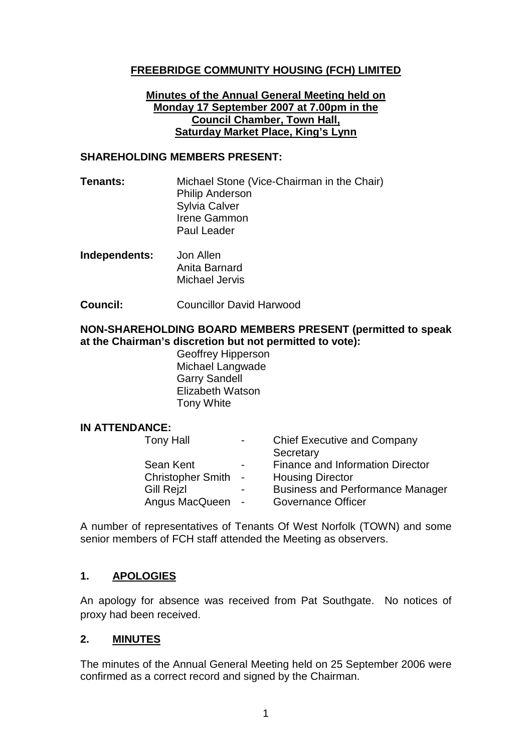# FREEBRIDGE COMMUNITY HOUSING (FCH) LIMITED

## Minutes of the Annual General Meeting held on Monday 17 September 2007 at 7.00pm in the Council Chamber, Town Hall, Saturday Market Place, King's Lynn

### SHAREHOLDING MEMBERS PRESENT:

**Tenants:**
Michael Stone (Vice-Chairman in the Chair)
Philip Anderson
Sylvia Calver
Irene Gammon
Paul Leader

**Independents:**
Jon Allen
Anita Barnard
Michael Jervis

**Council:**
Councillor David Harwood

### NON-SHAREHOLDING BOARD MEMBERS PRESENT (permitted to speak at the Chairman's discretion but not permitted to vote):

Geoffrey Hipperson
Michael Langwade
Garry Sandell
Elizabeth Watson
Tony White

### IN ATTENDANCE:

| | | |
|---|---|---|
| Tony Hall | - | Chief Executive and Company Secretary |
| Sean Kent | - | Finance and Information Director |
| Christopher Smith | - | Housing Director |
| Gill Rejzl | - | Business and Performance Manager |
| Angus MacQueen | - | Governance Officer |

A number of representatives of Tenants Of West Norfolk (TOWN) and some senior members of FCH staff attended the Meeting as observers.

## 1. APOLOGIES

An apology for absence was received from Pat Southgate. No notices of proxy had been received.

## 2. MINUTES

The minutes of the Annual General Meeting held on 25 September 2006 were confirmed as a correct record and signed by the Chairman.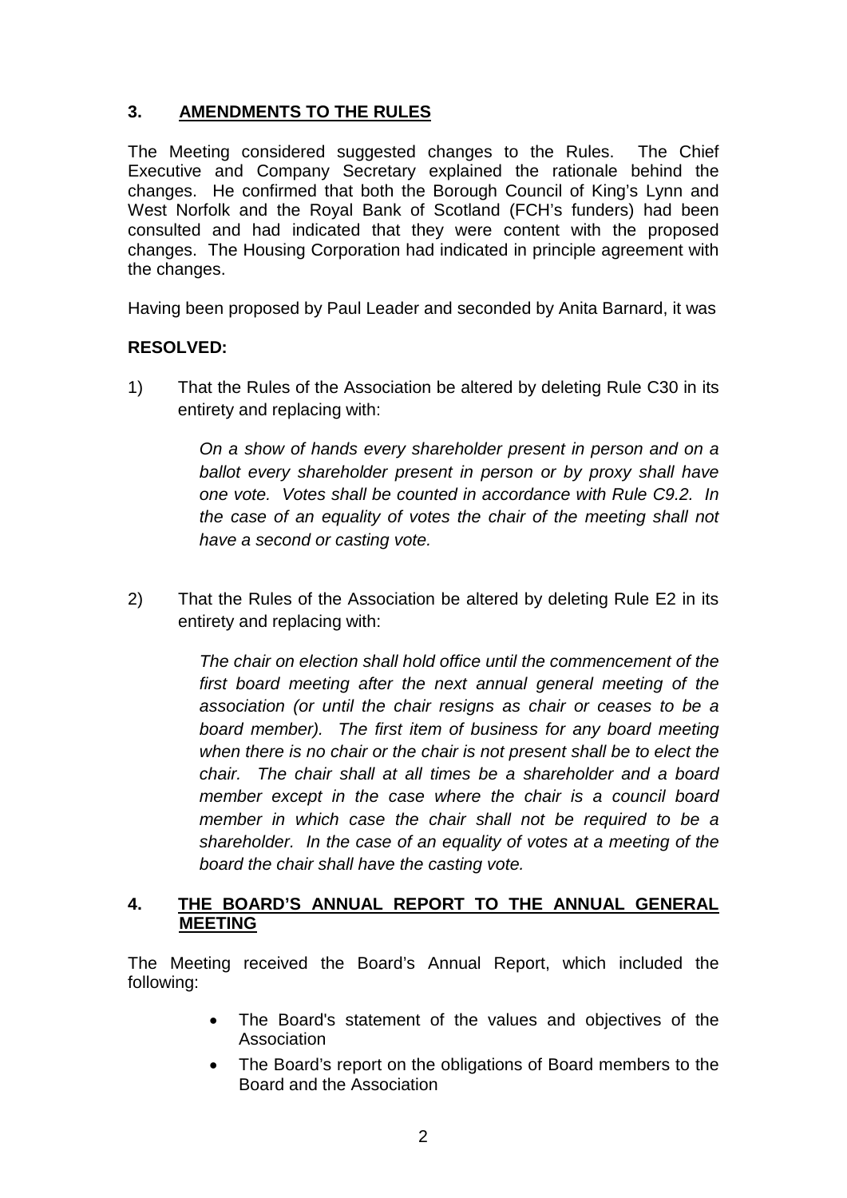## 3. AMENDMENTS TO THE RULES

The Meeting considered suggested changes to the Rules. The Chief Executive and Company Secretary explained the rationale behind the changes. He confirmed that both the Borough Council of King's Lynn and West Norfolk and the Royal Bank of Scotland (FCH's funders) had been consulted and had indicated that they were content with the proposed changes. The Housing Corporation had indicated in principle agreement with the changes.

Having been proposed by Paul Leader and seconded by Anita Barnard, it was

**RESOLVED:**

1) That the Rules of the Association be altered by deleting Rule C30 in its entirety and replacing with:

> *On a show of hands every shareholder present in person and on a ballot every shareholder present in person or by proxy shall have one vote. Votes shall be counted in accordance with Rule C9.2. In the case of an equality of votes the chair of the meeting shall not have a second or casting vote.*

2) That the Rules of the Association be altered by deleting Rule E2 in its entirety and replacing with:

> *The chair on election shall hold office until the commencement of the first board meeting after the next annual general meeting of the association (or until the chair resigns as chair or ceases to be a board member). The first item of business for any board meeting when there is no chair or the chair is not present shall be to elect the chair. The chair shall at all times be a shareholder and a board member except in the case where the chair is a council board member in which case the chair shall not be required to be a shareholder. In the case of an equality of votes at a meeting of the board the chair shall have the casting vote.*

## 4. THE BOARD'S ANNUAL REPORT TO THE ANNUAL GENERAL MEETING

The Meeting received the Board's Annual Report, which included the following:

- The Board's statement of the values and objectives of the Association
- The Board's report on the obligations of Board members to the Board and the Association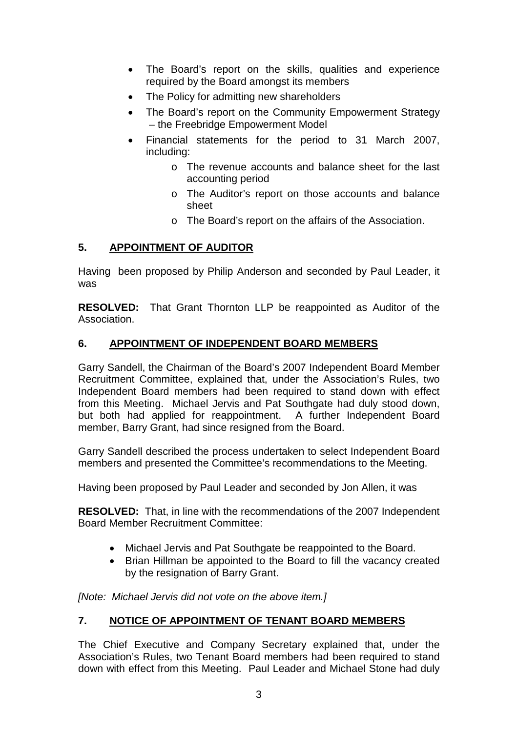- The Board's report on the skills, qualities and experience required by the Board amongst its members
- The Policy for admitting new shareholders
- The Board's report on the Community Empowerment Strategy – the Freebridge Empowerment Model
- Financial statements for the period to 31 March 2007, including:
    - The revenue accounts and balance sheet for the last accounting period
    - The Auditor's report on those accounts and balance sheet
    - The Board's report on the affairs of the Association.

## 5. APPOINTMENT OF AUDITOR

Having been proposed by Philip Anderson and seconded by Paul Leader, it was

**RESOLVED:** That Grant Thornton LLP be reappointed as Auditor of the Association.

## 6. APPOINTMENT OF INDEPENDENT BOARD MEMBERS

Garry Sandell, the Chairman of the Board's 2007 Independent Board Member Recruitment Committee, explained that, under the Association's Rules, two Independent Board members had been required to stand down with effect from this Meeting. Michael Jervis and Pat Southgate had duly stood down, but both had applied for reappointment. A further Independent Board member, Barry Grant, had since resigned from the Board.

Garry Sandell described the process undertaken to select Independent Board members and presented the Committee's recommendations to the Meeting.

Having been proposed by Paul Leader and seconded by Jon Allen, it was

**RESOLVED:** That, in line with the recommendations of the 2007 Independent Board Member Recruitment Committee:

- Michael Jervis and Pat Southgate be reappointed to the Board.
- Brian Hillman be appointed to the Board to fill the vacancy created by the resignation of Barry Grant.

*[Note: Michael Jervis did not vote on the above item.]*

## 7. NOTICE OF APPOINTMENT OF TENANT BOARD MEMBERS

The Chief Executive and Company Secretary explained that, under the Association's Rules, two Tenant Board members had been required to stand down with effect from this Meeting. Paul Leader and Michael Stone had duly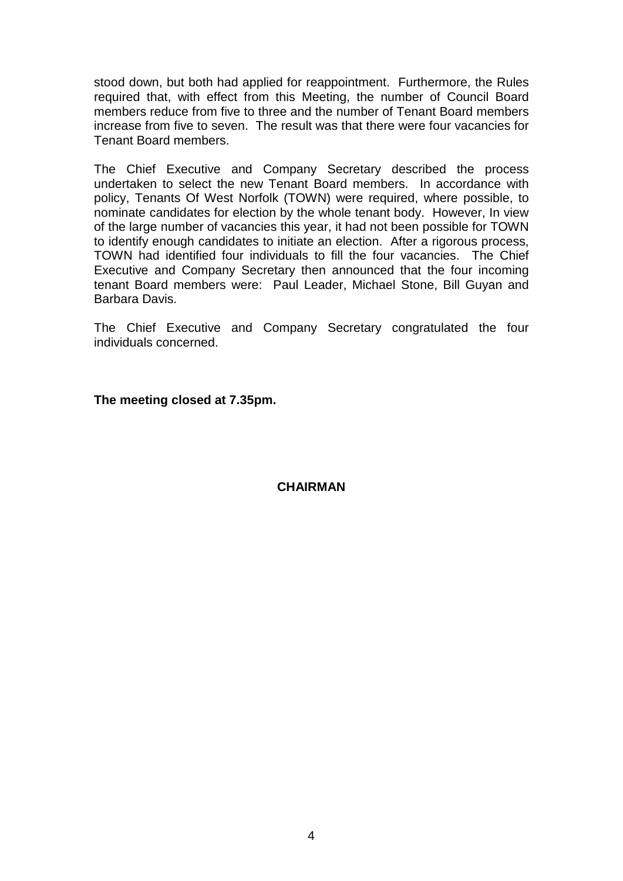stood down, but both had applied for reappointment. Furthermore, the Rules required that, with effect from this Meeting, the number of Council Board members reduce from five to three and the number of Tenant Board members increase from five to seven. The result was that there were four vacancies for Tenant Board members.

The Chief Executive and Company Secretary described the process undertaken to select the new Tenant Board members. In accordance with policy, Tenants Of West Norfolk (TOWN) were required, where possible, to nominate candidates for election by the whole tenant body. However, In view of the large number of vacancies this year, it had not been possible for TOWN to identify enough candidates to initiate an election. After a rigorous process, TOWN had identified four individuals to fill the four vacancies. The Chief Executive and Company Secretary then announced that the four incoming tenant Board members were: Paul Leader, Michael Stone, Bill Guyan and Barbara Davis.

The Chief Executive and Company Secretary congratulated the four individuals concerned.

**The meeting closed at 7.35pm.**

**CHAIRMAN**